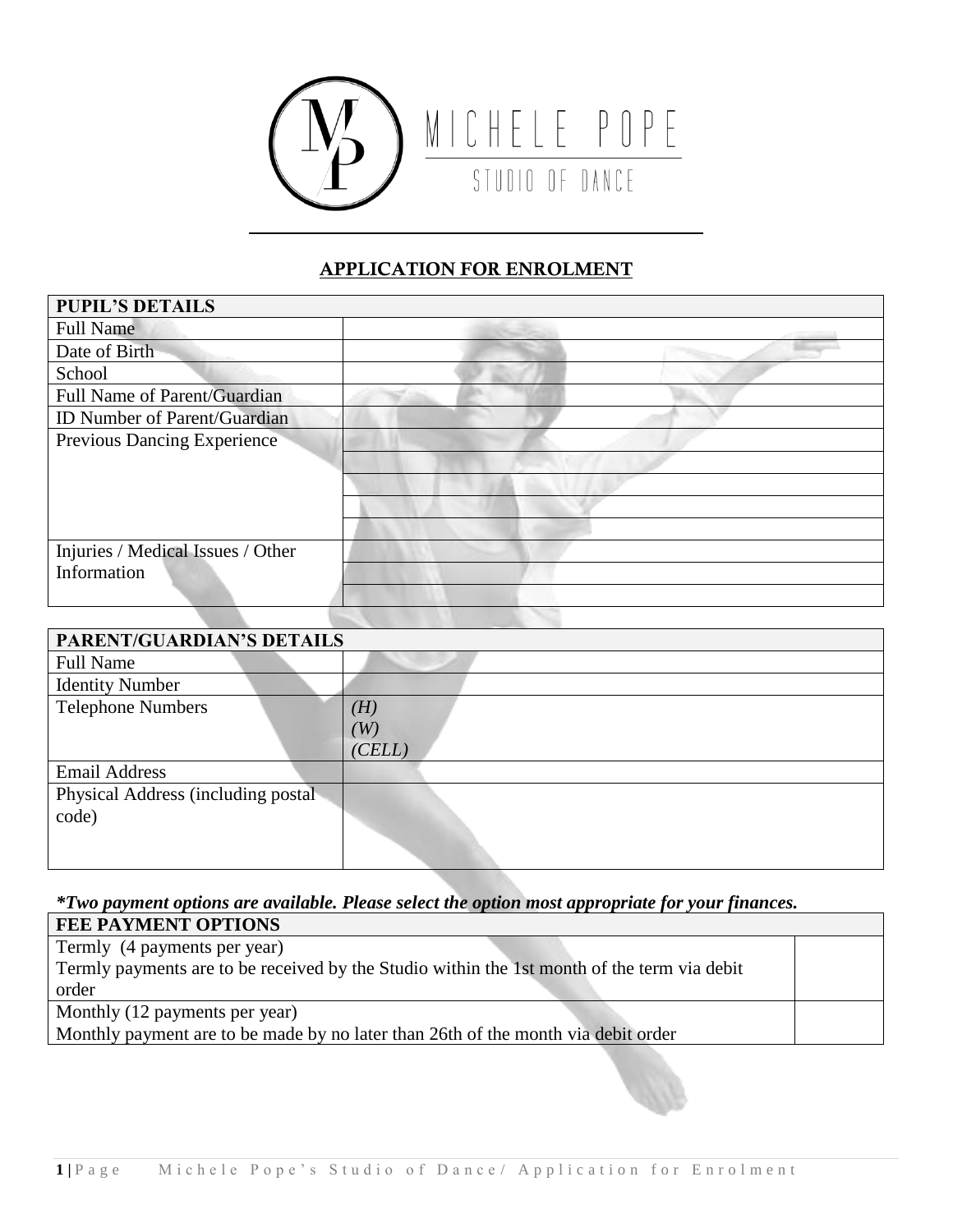# MICHELE POPE
STUDIO OF DANCE

## APPLICATION FOR ENROLMENT

| PUPIL'S DETAILS | |
|---|---|
| Full Name | |
| Date of Birth | |
| School | |
| Full Name of Parent/Guardian | |
| ID Number of Parent/Guardian | |
| Previous Dancing Experience | |
| | |
| | |
| | |
| | |
| Injuries / Medical Issues / Other Information | |
| | |
| | |

| PARENT/GUARDIAN'S DETAILS | |
|---|---|
| Full Name | |
| Identity Number | |
| Telephone Numbers | *(H)*<br>*(W)*<br>*(CELL)* |
| Email Address | |
| Physical Address (including postal code) | |

***Two payment options are available. Please select the option most appropriate for your finances.***

| FEE PAYMENT OPTIONS | |
|---|---|
| Termly (4 payments per year)<br>Termly payments are to be received by the Studio within the 1st month of the term via debit order | |
| Monthly (12 payments per year)<br>Monthly payment are to be made by no later than 26th of the month via debit order | |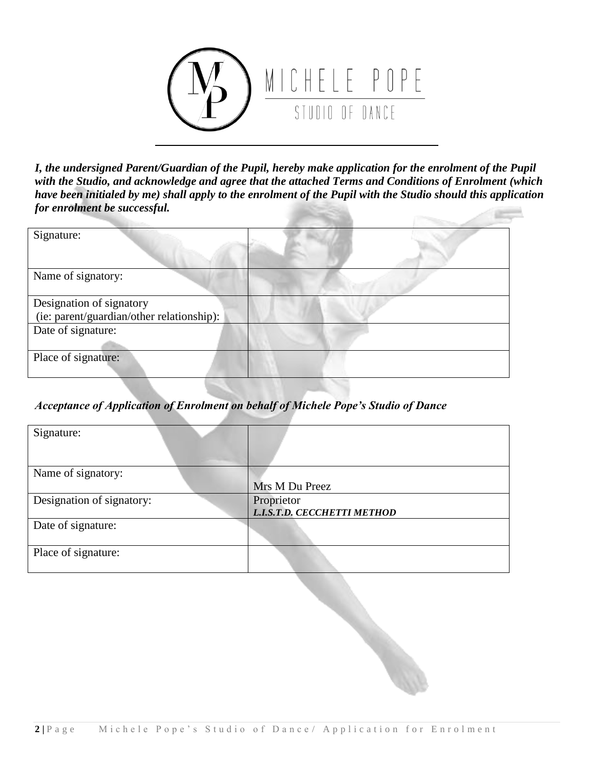MICHELE POPE

STUDIO OF DANCE

***I, the undersigned Parent/Guardian of the Pupil, hereby make application for the enrolment of the Pupil with the Studio, and acknowledge and agree that the attached Terms and Conditions of Enrolment (which have been initialed by me) shall apply to the enrolment of the Pupil with the Studio should this application for enrolment be successful.***

| | |
|---|---|
| Signature: | |
| Name of signatory: | |
| Designation of signatory (ie: parent/guardian/other relationship): | |
| Date of signature: | |
| Place of signature: | |

### *Acceptance of Application of Enrolment on behalf of Michele Pope's Studio of Dance*

| | |
|---|---|
| Signature: | |
| Name of signatory: | Mrs M Du Preez |
| Designation of signatory: | Proprietor ***L.I.S.T.D. CECCHETTI METHOD*** |
| Date of signature: | |
| Place of signature: | |